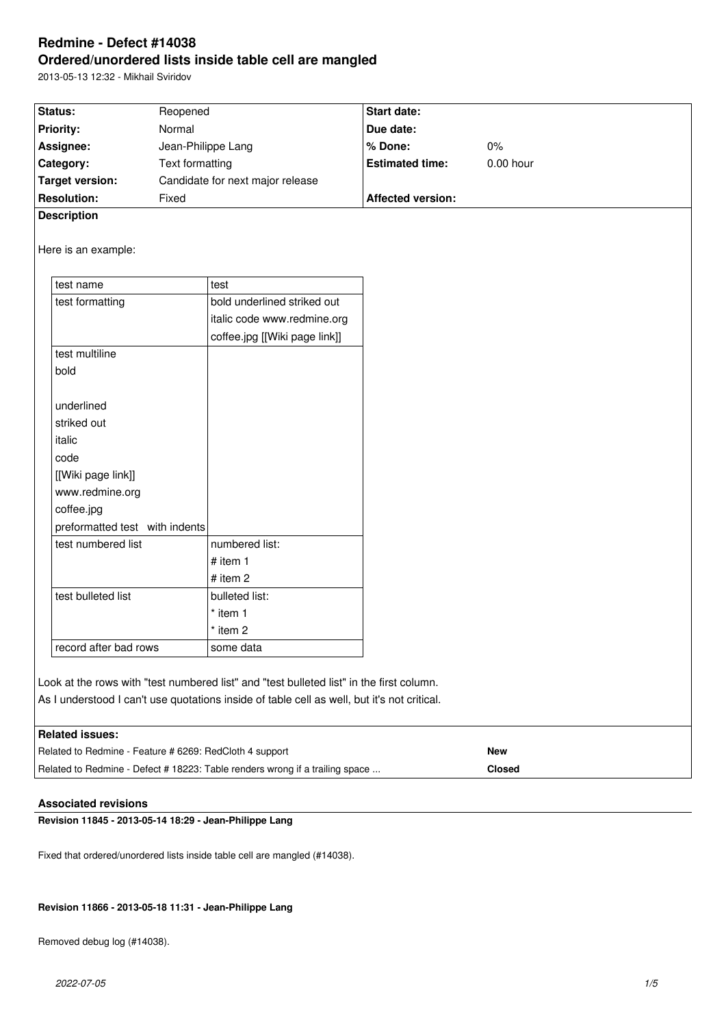# Redmine - Defect #14038

## Ordered/unordered lists inside table cell are mangled

2013-05-13 12:32 - Mikhail Sviridov

| Status: | Reopened | Start date: | |
|---|---|---|---|
| Priority: | Normal | Due date: | |
| Assignee: | Jean-Philippe Lang | % Done: | 0% |
| Category: | Text formatting | Estimated time: | 0.00 hour |
| Target version: | Candidate for next major release | | |
| Resolution: | Fixed | Affected version: | |

**Description**

Here is an example:

| test name | test |
|---|---|
| test formatting | bold underlined striked out<br>italic code www.redmine.org<br>coffee.jpg [[Wiki page link]] |
| test multiline<br>bold<br><br>underlined<br>striked out<br>italic<br>code<br>[[Wiki page link]]<br>www.redmine.org<br>coffee.jpg<br>preformatted test   with indents | |
| test numbered list | numbered list:<br># item 1<br># item 2 |
| test bulleted list | bulleted list:<br>* item 1<br>* item 2 |
| record after bad rows | some data |

Look at the rows with "test numbered list" and "test bulleted list" in the first column.
As I understood I can't use quotations inside of table cell as well, but it's not critical.

**Related issues:**

| | |
|---|---|
| Related to Redmine - Feature # 6269: RedCloth 4 support | **New** |
| Related to Redmine - Defect # 18223: Table renders wrong if a trailing space ... | **Closed** |

### Associated revisions

**Revision 11845 - 2013-05-14 18:29 - Jean-Philippe Lang**

Fixed that ordered/unordered lists inside table cell are mangled (#14038).

**Revision 11866 - 2013-05-18 11:31 - Jean-Philippe Lang**

Removed debug log (#14038).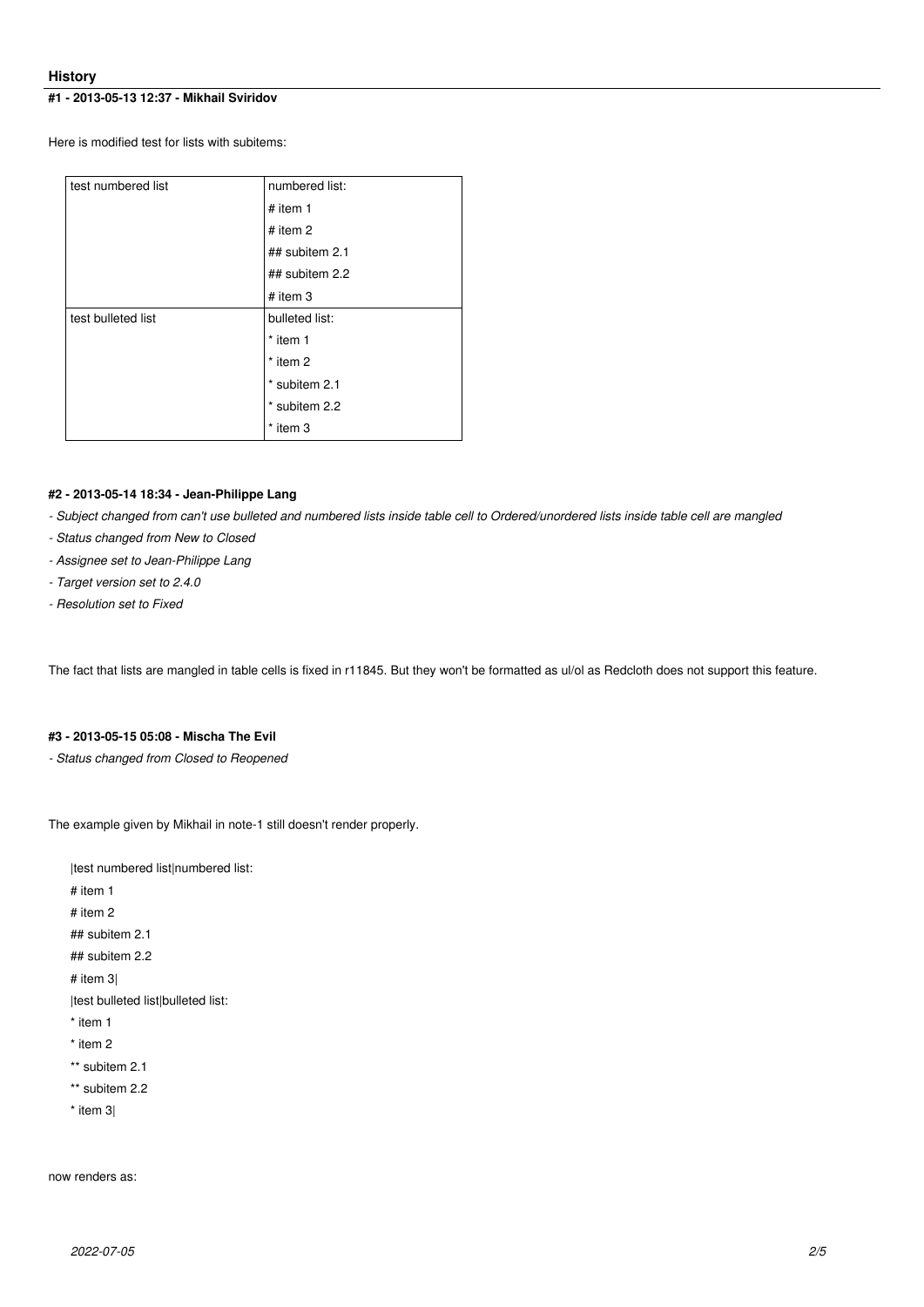## History

### #1 - 2013-05-13 12:37 - Mikhail Sviridov

Here is modified test for lists with subitems:

| test numbered list | numbered list: |
|---|---|
| | # item 1 |
| | # item 2 |
| | ## subitem 2.1 |
| | ## subitem 2.2 |
| | # item 3 |
| test bulleted list | bulleted list: |
| | * item 1 |
| | * item 2 |
| | * subitem 2.1 |
| | * subitem 2.2 |
| | * item 3 |

### #2 - 2013-05-14 18:34 - Jean-Philippe Lang

*- Subject changed from can't use bulleted and numbered lists inside table cell to Ordered/unordered lists inside table cell are mangled*

*- Status changed from New to Closed*

*- Assignee set to Jean-Philippe Lang*

*- Target version set to 2.4.0*

*- Resolution set to Fixed*

The fact that lists are mangled in table cells is fixed in r11845. But they won't be formatted as ul/ol as Redcloth does not support this feature.

### #3 - 2013-05-15 05:08 - Mischa The Evil

*- Status changed from Closed to Reopened*

The example given by Mikhail in note-1 still doesn't render properly.

```
|test numbered list|numbered list:
# item 1
# item 2
## subitem 2.1
## subitem 2.2
# item 3|
|test bulleted list|bulleted list:
* item 1
* item 2
** subitem 2.1
** subitem 2.2
* item 3|
```

now renders as: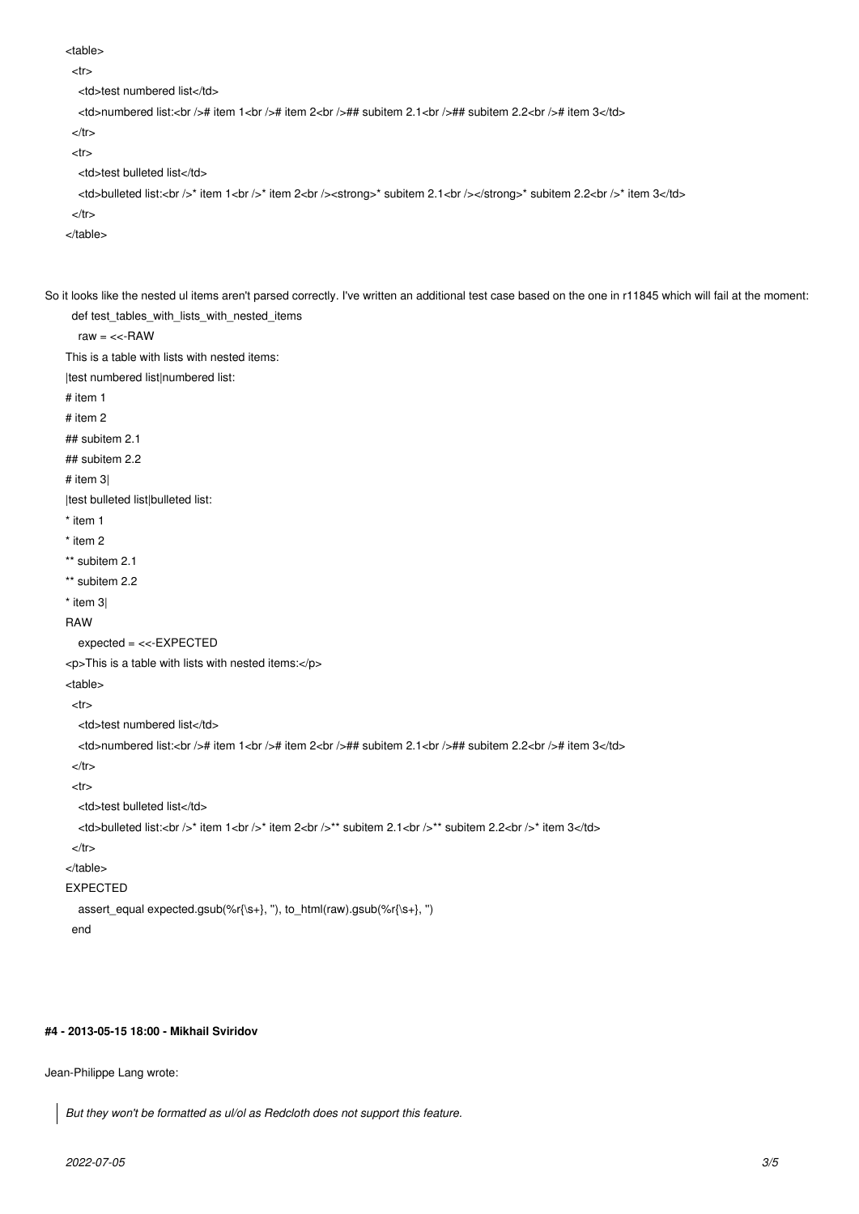```
<table>
  <tr>
    <td>test numbered list</td>
    <td>numbered list:<br />#  item 1<br />#  item 2<br />## subitem 2.1<br />## subitem 2.2<br />#  item 3</td>
  </tr>
  <tr>
    <td>test bulleted list</td>
    <td>bulleted list:<br />* item 1<br />* item 2<br /><strong>* subitem 2.1<br /></strong>* subitem 2.2<br />* item 3</td>
  </tr>
</table>
```

So it looks like the nested ul items aren't parsed correctly. I've written an additional test case based on the one in r11845 which will fail at the moment:

```
  def test_tables_with_lists_with_nested_items
    raw = <<-RAW
This is a table with lists with nested items:
|test numbered list|numbered list:
# item 1
# item 2
## subitem 2.1
## subitem 2.2
# item 3|
|test bulleted list|bulleted list:
* item 1
* item 2
** subitem 2.1
** subitem 2.2
* item 3|
RAW
    expected = <<-EXPECTED
<p>This is a table with lists with nested items:</p>
<table>
  <tr>
    <td>test numbered list</td>
    <td>numbered list:<br />#  item 1<br />#  item 2<br />## subitem 2.1<br />## subitem 2.2<br />#  item 3</td>
  </tr>
  <tr>
    <td>test bulleted list</td>
    <td>bulleted list:<br />* item 1<br />* item 2<br />** subitem 2.1<br />** subitem 2.2<br />* item 3</td>
  </tr>
</table>
EXPECTED
    assert_equal expected.gsub(%r{\s+}, ''), to_html(raw).gsub(%r{\s+}, '')
  end
```

#### #4 - 2013-05-15 18:00 - Mikhail Sviridov

Jean-Philippe Lang wrote:

> *But they won't be formatted as ul/ol as Redcloth does not support this feature.*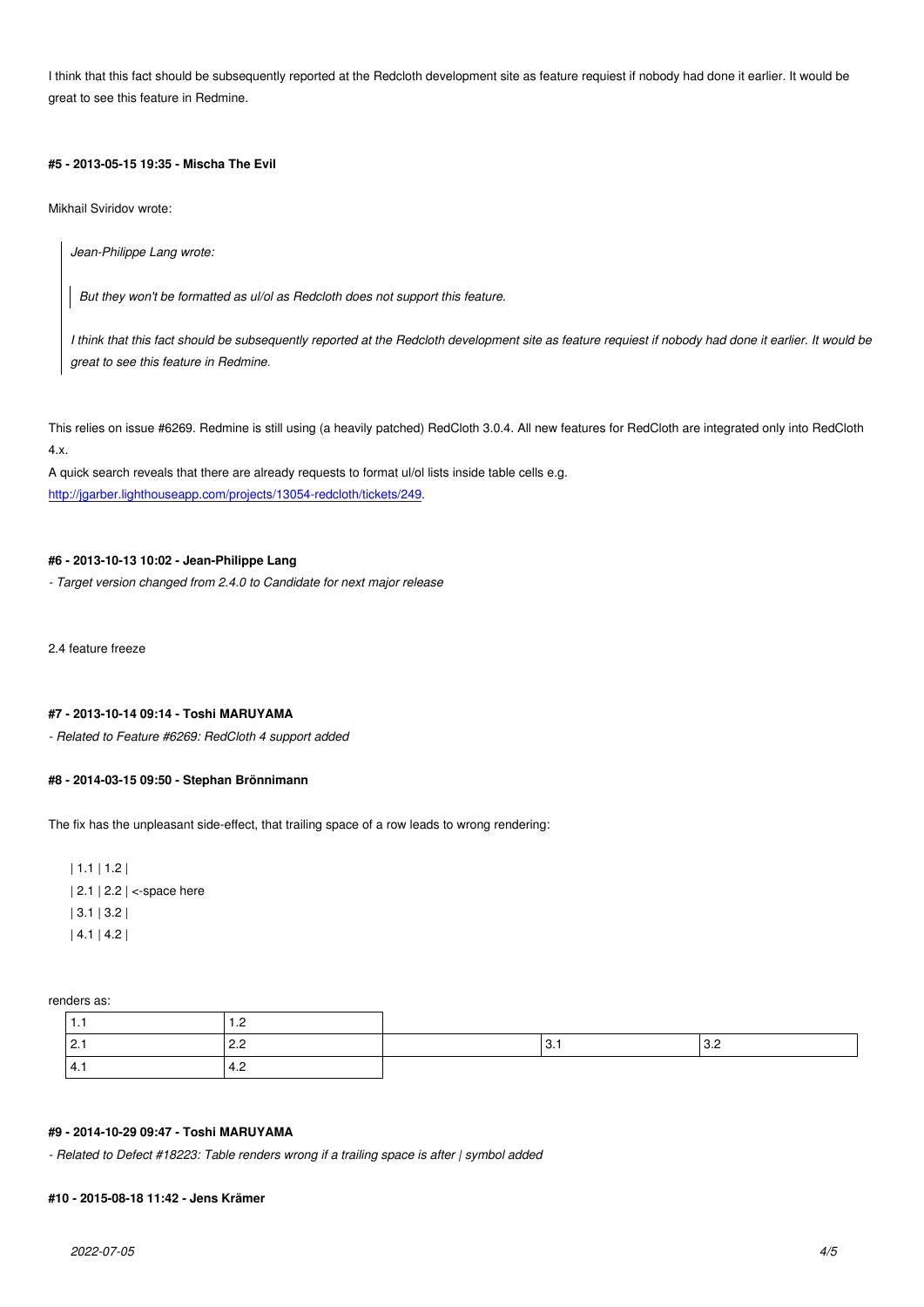I think that this fact should be subsequently reported at the Redcloth development site as feature requiest if nobody had done it earlier. It would be great to see this feature in Redmine.

#### #5 - 2013-05-15 19:35 - Mischa The Evil

Mikhail Sviridov wrote:

> *Jean-Philippe Lang wrote:*
>
> > *But they won't be formatted as ul/ol as Redcloth does not support this feature.*
>
> *I think that this fact should be subsequently reported at the Redcloth development site as feature requiest if nobody had done it earlier. It would be great to see this feature in Redmine.*

This relies on issue #6269. Redmine is still using (a heavily patched) RedCloth 3.0.4. All new features for RedCloth are integrated only into RedCloth 4.x.
A quick search reveals that there are already requests to format ul/ol lists inside table cells e.g.
http://jgarber.lighthouseapp.com/projects/13054-redcloth/tickets/249.

#### #6 - 2013-10-13 10:02 - Jean-Philippe Lang

*- Target version changed from 2.4.0 to Candidate for next major release*

2.4 feature freeze

#### #7 - 2013-10-14 09:14 - Toshi MARUYAMA

*- Related to Feature #6269: RedCloth 4 support added*

#### #8 - 2014-03-15 09:50 - Stephan Brönnimann

The fix has the unpleasant side-effect, that trailing space of a row leads to wrong rendering:

```
| 1.1 | 1.2 |
| 2.1 | 2.2 | <-space here
| 3.1 | 3.2 |
| 4.1 | 4.2 |
```

renders as:

| 1.1 | 1.2 | | |
|---|---|---|---|
| 2.1 | 2.2 | 3.1 | 3.2 |
| 4.1 | 4.2 | | |

#### #9 - 2014-10-29 09:47 - Toshi MARUYAMA

*- Related to Defect #18223: Table renders wrong if a trailing space is after | symbol added*

#### #10 - 2015-08-18 11:42 - Jens Krämer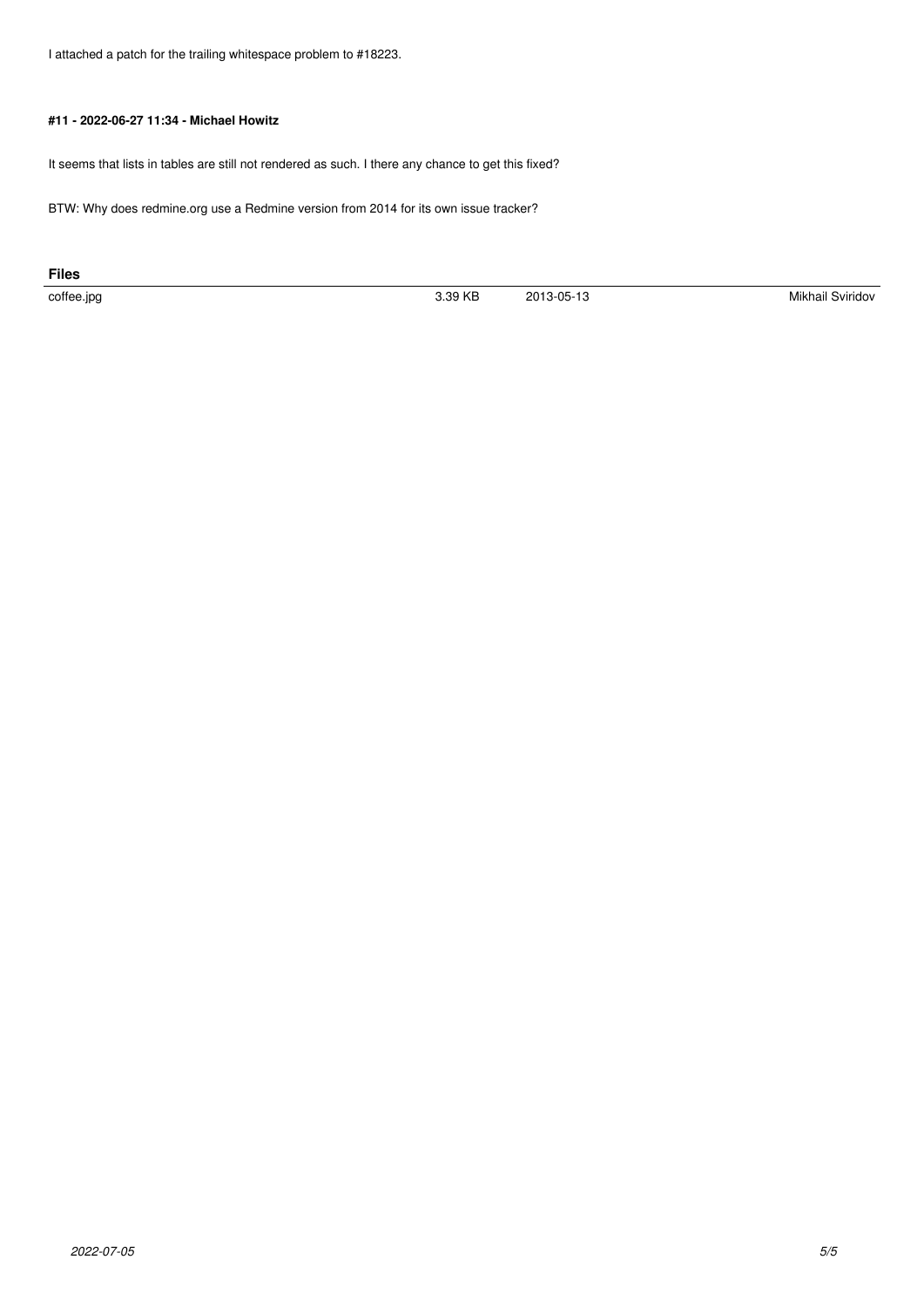I attached a patch for the trailing whitespace problem to #18223.

#### #11 - 2022-06-27 11:34 - Michael Howitz

It seems that lists in tables are still not rendered as such. I there any chance to get this fixed?

BTW: Why does redmine.org use a Redmine version from 2014 for its own issue tracker?

**Files**

| | | | |
|---|---|---|---|
| coffee.jpg | 3.39 KB | 2013-05-13 | Mikhail Sviridov |